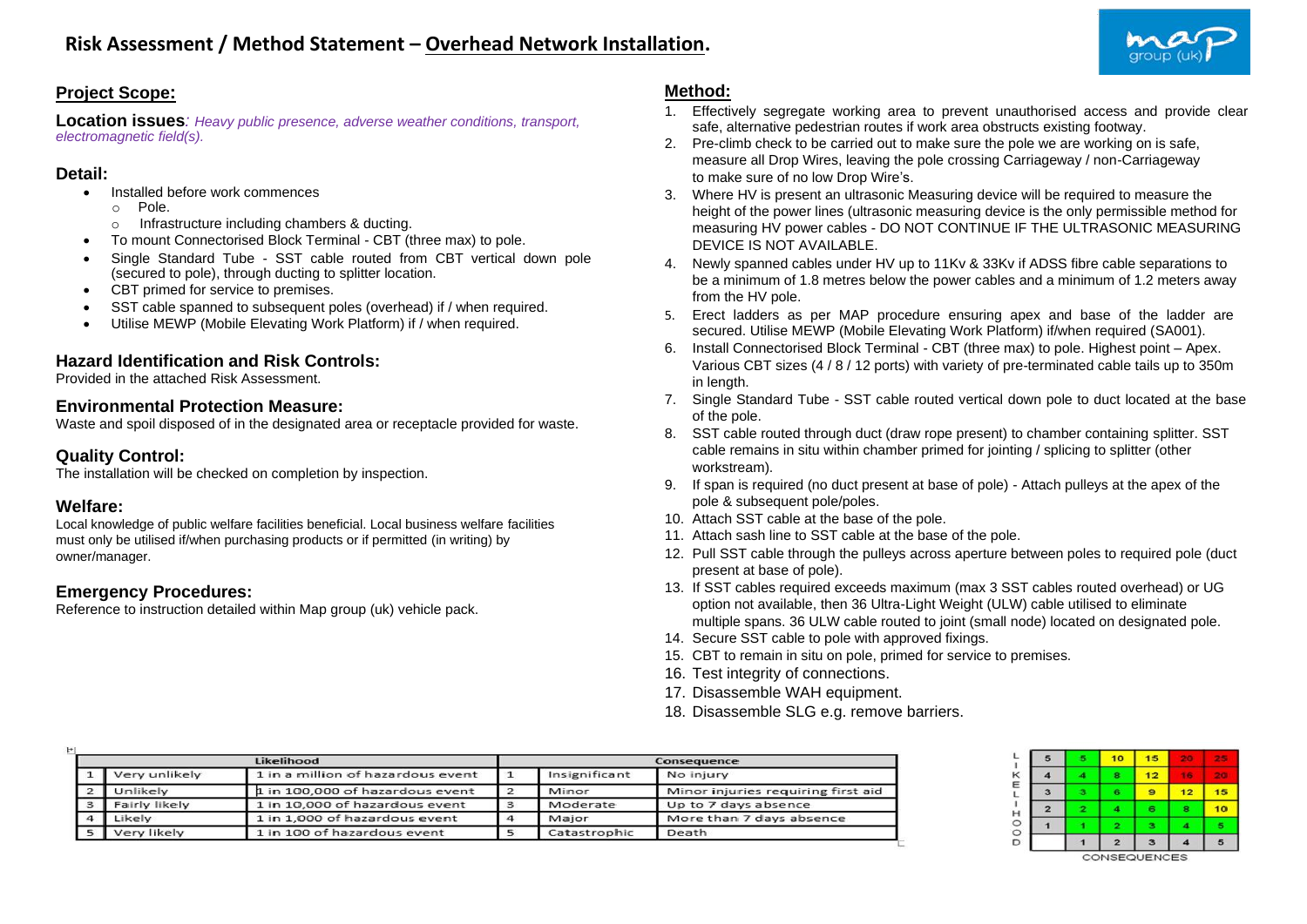# Risk Assessment / Method Statement – Overhead Network Installation.

## Project Scope:

**Location issues**: *Heavy public presence, adverse weather conditions, transport, electromagnetic field(s).*

### Detail:

- Installed before work commences
  - Pole.
  - Infrastructure including chambers & ducting.
- To mount Connectorised Block Terminal - CBT (three max) to pole.
- Single Standard Tube - SST cable routed from CBT vertical down pole (secured to pole), through ducting to splitter location.
- CBT primed for service to premises.
- SST cable spanned to subsequent poles (overhead) if / when required.
- Utilise MEWP (Mobile Elevating Work Platform) if / when required.

### Hazard Identification and Risk Controls:

Provided in the attached Risk Assessment.

### Environmental Protection Measure:

Waste and spoil disposed of in the designated area or receptacle provided for waste.

### Quality Control:

The installation will be checked on completion by inspection.

### Welfare:

Local knowledge of public welfare facilities beneficial. Local business welfare facilities must only be utilised if/when purchasing products or if permitted (in writing) by owner/manager.

### Emergency Procedures:

Reference to instruction detailed within Map group (uk) vehicle pack.

## Method:

1. Effectively segregate working area to prevent unauthorised access and provide clear safe, alternative pedestrian routes if work area obstructs existing footway.
2. Pre-climb check to be carried out to make sure the pole we are working on is safe, measure all Drop Wires, leaving the pole crossing Carriageway / non-Carriageway to make sure of no low Drop Wire's.
3. Where HV is present an ultrasonic Measuring device will be required to measure the height of the power lines (ultrasonic measuring device is the only permissible method for measuring HV power cables - DO NOT CONTINUE IF THE ULTRASONIC MEASURING DEVICE IS NOT AVAILABLE.
4. Newly spanned cables under HV up to 11Kv & 33Kv if ADSS fibre cable separations to be a minimum of 1.8 metres below the power cables and a minimum of 1.2 meters away from the HV pole.
5. Erect ladders as per MAP procedure ensuring apex and base of the ladder are secured. Utilise MEWP (Mobile Elevating Work Platform) if/when required (SA001).
6. Install Connectorised Block Terminal - CBT (three max) to pole. Highest point – Apex. Various CBT sizes (4 / 8 / 12 ports) with variety of pre-terminated cable tails up to 350m in length.
7. Single Standard Tube - SST cable routed vertical down pole to duct located at the base of the pole.
8. SST cable routed through duct (draw rope present) to chamber containing splitter. SST cable remains in situ within chamber primed for jointing / splicing to splitter (other workstream).
9. If span is required (no duct present at base of pole) - Attach pulleys at the apex of the pole & subsequent pole/poles.
10. Attach SST cable at the base of the pole.
11. Attach sash line to SST cable at the base of the pole.
12. Pull SST cable through the pulleys across aperture between poles to required pole (duct present at base of pole).
13. If SST cables required exceeds maximum (max 3 SST cables routed overhead) or UG option not available, then 36 Ultra-Light Weight (ULW) cable utilised to eliminate multiple spans. 36 ULW cable routed to joint (small node) located on designated pole.
14. Secure SST cable to pole with approved fixings.
15. CBT to remain in situ on pole, primed for service to premises.
16. Test integrity of connections.
17. Disassemble WAH equipment.
18. Disassemble SLG e.g. remove barriers.

| Likelihood | | | Consequence | | |
|---|---|---|---|---|---|
| 1 | Very unlikely | 1 in a million of hazardous event | 1 | Insignificant | No injury |
| 2 | Unlikely | 1 in 100,000 of hazardous event | 2 | Minor | Minor injuries requiring first aid |
| 3 | Fairly likely | 1 in 10,000 of hazardous event | 3 | Moderate | Up to 7 days absence |
| 4 | Likely | 1 in 1,000 of hazardous event | 4 | Major | More than 7 days absence |
| 5 | Very likely | 1 in 100 of hazardous event | 5 | Catastrophic | Death |

| LIKELIHOOD | | | | | |
|---|---|---|---|---|---|
| 5 | 5 | 10 | 15 | 20 | 25 |
| 4 | 4 | 8 | 12 | 16 | 20 |
| 3 | 3 | 6 | 9 | 12 | 15 |
| 2 | 2 | 4 | 6 | 8 | 10 |
| 1 | 1 | 2 | 3 | 4 | 5 |
| | 1 | 2 | 3 | 4 | 5 |
| | CONSEQUENCES | | | | |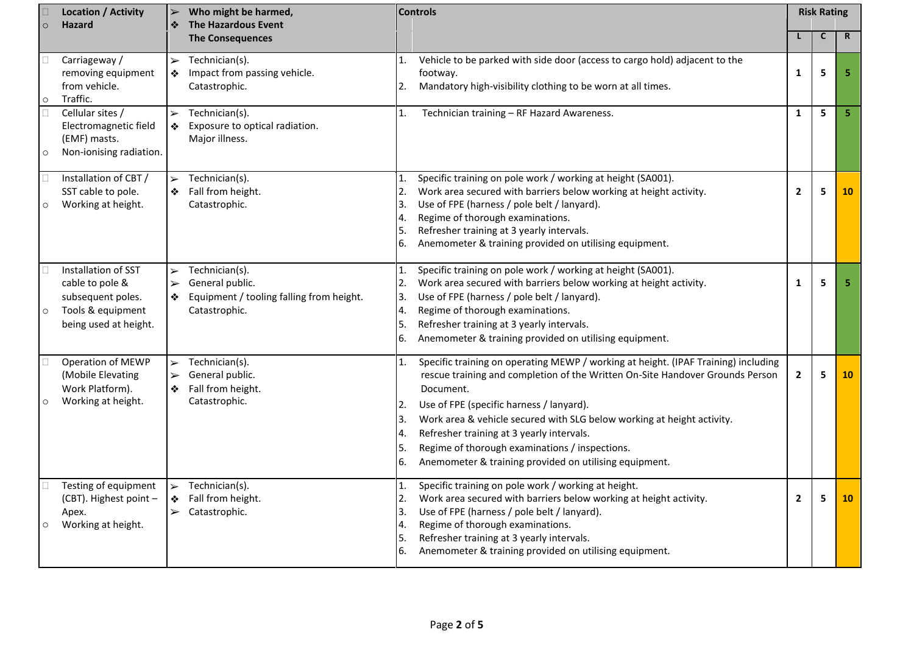| Location / Activity<br>Hazard | Who might be harmed,<br>The Hazardous Event<br>The Consequences | Controls | Risk Rating | | |
|---|---|---|---|---|---|
| | | | L | C | R |
| Carriageway / removing equipment from vehicle.<br>Traffic. | ➢ Technician(s).<br>❖ Impact from passing vehicle.<br>Catastrophic. | 1. Vehicle to be parked with side door (access to cargo hold) adjacent to the footway.<br>2. Mandatory high-visibility clothing to be worn at all times. | 1 | 5 | 5 |
| Cellular sites / Electromagnetic field (EMF) masts.<br>Non-ionising radiation. | ➢ Technician(s).<br>❖ Exposure to optical radiation.<br>Major illness. | 1. Technician training – RF Hazard Awareness. | 1 | 5 | 5 |
| Installation of CBT / SST cable to pole.<br>Working at height. | ➢ Technician(s).<br>❖ Fall from height.<br>Catastrophic. | 1. Specific training on pole work / working at height (SA001).<br>2. Work area secured with barriers below working at height activity.<br>3. Use of FPE (harness / pole belt / lanyard).<br>4. Regime of thorough examinations.<br>5. Refresher training at 3 yearly intervals.<br>6. Anemometer & training provided on utilising equipment. | 2 | 5 | 10 |
| Installation of SST cable to pole & subsequent poles.<br>Tools & equipment being used at height. | ➢ Technician(s).<br>➢ General public.<br>❖ Equipment / tooling falling from height.<br>Catastrophic. | 1. Specific training on pole work / working at height (SA001).<br>2. Work area secured with barriers below working at height activity.<br>3. Use of FPE (harness / pole belt / lanyard).<br>4. Regime of thorough examinations.<br>5. Refresher training at 3 yearly intervals.<br>6. Anemometer & training provided on utilising equipment. | 1 | 5 | 5 |
| Operation of MEWP (Mobile Elevating Work Platform).<br>Working at height. | ➢ Technician(s).<br>➢ General public.<br>❖ Fall from height.<br>Catastrophic. | 1. Specific training on operating MEWP / working at height. (IPAF Training) including rescue training and completion of the Written On-Site Handover Grounds Person Document.<br>2. Use of FPE (specific harness / lanyard).<br>3. Work area & vehicle secured with SLG below working at height activity.<br>4. Refresher training at 3 yearly intervals.<br>5. Regime of thorough examinations / inspections.<br>6. Anemometer & training provided on utilising equipment. | 2 | 5 | 10 |
| Testing of equipment (CBT). Highest point – Apex.<br>Working at height. | ➢ Technician(s).<br>❖ Fall from height.<br>➢ Catastrophic. | 1. Specific training on pole work / working at height.<br>2. Work area secured with barriers below working at height activity.<br>3. Use of FPE (harness / pole belt / lanyard).<br>4. Regime of thorough examinations.<br>5. Refresher training at 3 yearly intervals.<br>6. Anemometer & training provided on utilising equipment. | 2 | 5 | 10 |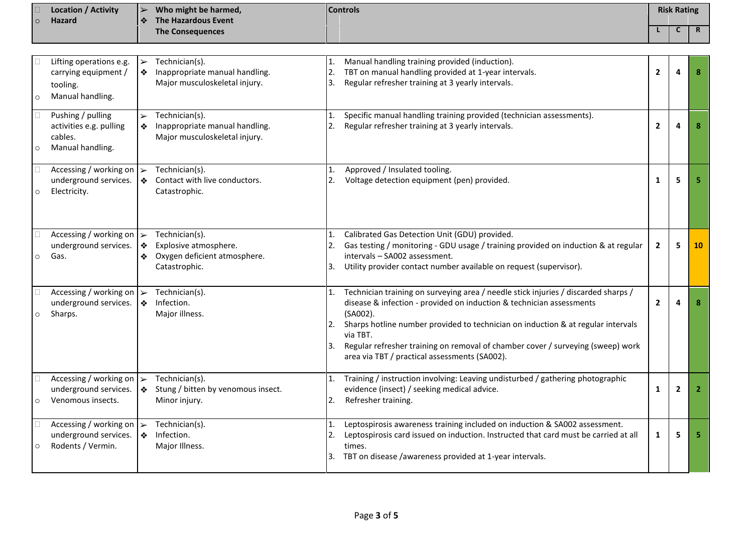| Location / Activity<br>Hazard | Who might be harmed,<br>The Hazardous Event<br>The Consequences | Controls | Risk Rating | | |
|---|---|---|---|---|---|
| | | | L | C | R |
| Lifting operations e.g. carrying equipment / tooling.<br>Manual handling. | Technician(s).<br>Inappropriate manual handling.<br>Major musculoskeletal injury. | 1. Manual handling training provided (induction).<br>2. TBT on manual handling provided at 1-year intervals.<br>3. Regular refresher training at 3 yearly intervals. | 2 | 4 | 8 |
| Pushing / pulling activities e.g. pulling cables.<br>Manual handling. | Technician(s).<br>Inappropriate manual handling.<br>Major musculoskeletal injury. | 1. Specific manual handling training provided (technician assessments).<br>2. Regular refresher training at 3 yearly intervals. | 2 | 4 | 8 |
| Accessing / working on underground services.<br>Electricity. | Technician(s).<br>Contact with live conductors.<br>Catastrophic. | 1. Approved / Insulated tooling.<br>2. Voltage detection equipment (pen) provided. | 1 | 5 | 5 |
| Accessing / working on underground services.<br>Gas. | Technician(s).<br>Explosive atmosphere.<br>Oxygen deficient atmosphere.<br>Catastrophic. | 1. Calibrated Gas Detection Unit (GDU) provided.<br>2. Gas testing / monitoring - GDU usage / training provided on induction & at regular intervals – SA002 assessment.<br>3. Utility provider contact number available on request (supervisor). | 2 | 5 | 10 |
| Accessing / working on underground services.<br>Sharps. | Technician(s).<br>Infection.<br>Major illness. | 1. Technician training on surveying area / needle stick injuries / discarded sharps / disease & infection - provided on induction & technician assessments (SA002).<br>2. Sharps hotline number provided to technician on induction & at regular intervals via TBT.<br>3. Regular refresher training on removal of chamber cover / surveying (sweep) work area via TBT / practical assessments (SA002). | 2 | 4 | 8 |
| Accessing / working on underground services.<br>Venomous insects. | Technician(s).<br>Stung / bitten by venomous insect.<br>Minor injury. | 1. Training / instruction involving: Leaving undisturbed / gathering photographic evidence (insect) / seeking medical advice.<br>2. Refresher training. | 1 | 2 | 2 |
| Accessing / working on underground services.<br>Rodents / Vermin. | Technician(s).<br>Infection.<br>Major Illness. | 1. Leptospirosis awareness training included on induction & SA002 assessment.<br>2. Leptospirosis card issued on induction. Instructed that card must be carried at all times.<br>3. TBT on disease /awareness provided at 1-year intervals. | 1 | 5 | 5 |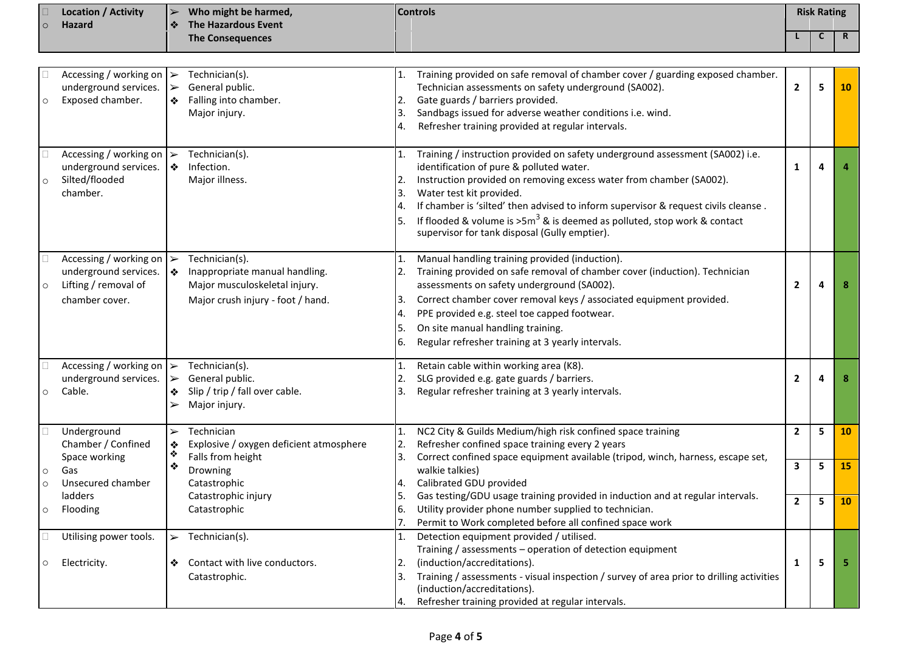| Location / Activity<br>Hazard | Who might be harmed,<br>The Hazardous Event<br>The Consequences | Controls | Risk Rating | | |
|---|---|---|---|---|---|
| | | | L | C | R |
| Accessing / working on underground services.<br>Exposed chamber. | Technician(s).<br>General public.<br>Falling into chamber.<br>Major injury. | 1. Training provided on safe removal of chamber cover / guarding exposed chamber. Technician assessments on safety underground (SA002).<br>2. Gate guards / barriers provided.<br>3. Sandbags issued for adverse weather conditions i.e. wind.<br>4. Refresher training provided at regular intervals. | 2 | 5 | 10 |
| Accessing / working on underground services.<br>Silted/flooded chamber. | Technician(s).<br>Infection.<br>Major illness. | 1. Training / instruction provided on safety underground assessment (SA002) i.e. identification of pure & polluted water.<br>2. Instruction provided on removing excess water from chamber (SA002).<br>3. Water test kit provided.<br>4. If chamber is 'silted' then advised to inform supervisor & request civils cleanse .<br>5. If flooded & volume is >5m$^3$ & is deemed as polluted, stop work & contact supervisor for tank disposal (Gully emptier). | 1 | 4 | 4 |
| Accessing / working on underground services.<br>Lifting / removal of chamber cover. | Technician(s).<br>Inappropriate manual handling.<br>Major musculoskeletal injury.<br>Major crush injury - foot / hand. | 1. Manual handling training provided (induction).<br>2. Training provided on safe removal of chamber cover (induction). Technician assessments on safety underground (SA002).<br>3. Correct chamber cover removal keys / associated equipment provided.<br>4. PPE provided e.g. steel toe capped footwear.<br>5. On site manual handling training.<br>6. Regular refresher training at 3 yearly intervals. | 2 | 4 | 8 |
| Accessing / working on underground services.<br>Cable. | Technician(s).<br>General public.<br>Slip / trip / fall over cable.<br>Major injury. | 1. Retain cable within working area (K8).<br>2. SLG provided e.g. gate guards / barriers.<br>3. Regular refresher training at 3 yearly intervals. | 2 | 4 | 8 |
| Underground Chamber / Confined Space working<br>Gas<br>Unsecured chamber ladders<br>Flooding | Technician<br>Explosive / oxygen deficient atmosphere<br>Falls from height<br>Drowning<br>Catastrophic<br>Catastrophic injury<br>Catastrophic | 1. NC2 City & Guilds Medium/high risk confined space training<br>2. Refresher confined space training every 2 years<br>3. Correct confined space equipment available (tripod, winch, harness, escape set, walkie talkies)<br>4. Calibrated GDU provided<br>5. Gas testing/GDU usage training provided in induction and at regular intervals.<br>6. Utility provider phone number supplied to technician.<br>7. Permit to Work completed before all confined space work | 2<br>3<br>2 | 5<br>5<br>5 | 10<br>15<br>10 |
| Utilising power tools.<br>Electricity. | Technician(s).<br>Contact with live conductors.<br>Catastrophic. | 1. Detection equipment provided / utilised.<br>2. Training / assessments – operation of detection equipment (induction/accreditations).<br>3. Training / assessments - visual inspection / survey of area prior to drilling activities (induction/accreditations).<br>4. Refresher training provided at regular intervals. | 1 | 5 | 5 |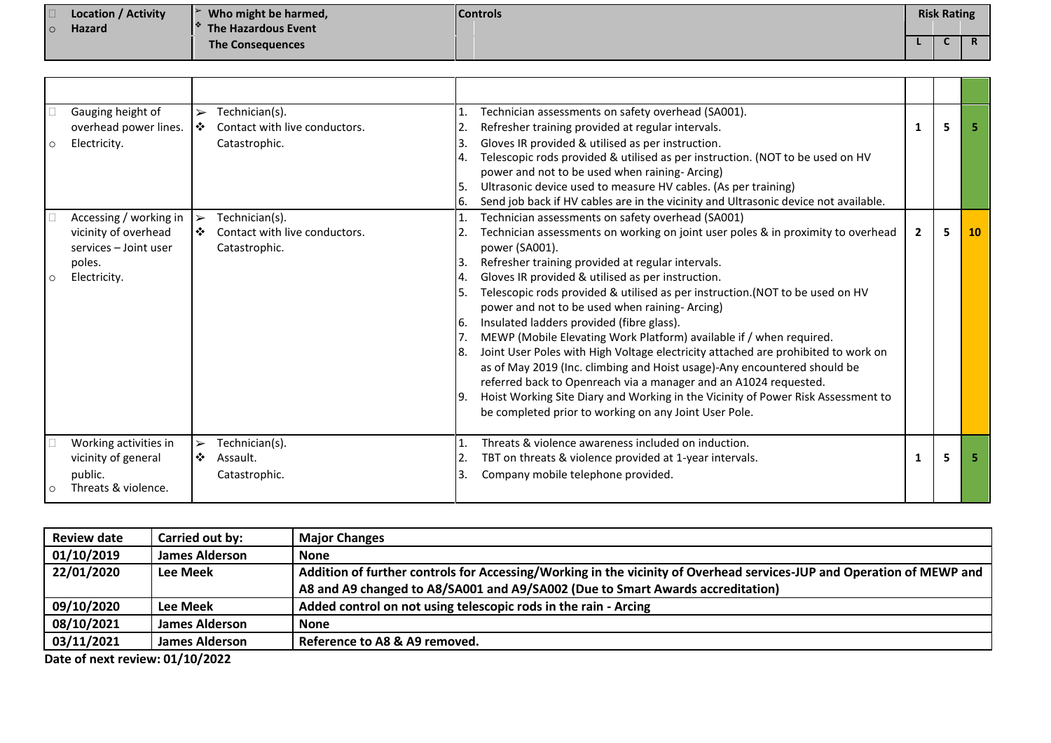| Location / Activity<br>Hazard | Who might be harmed,<br>The Hazardous Event<br>The Consequences | Controls | Risk Rating L | C | R |
|---|---|---|---|---|---|
| | | | | | |
| Gauging height of overhead power lines.<br>Electricity. | Technician(s).<br>Contact with live conductors.<br>Catastrophic. | 1. Technician assessments on safety overhead (SA001).<br>2. Refresher training provided at regular intervals.<br>3. Gloves IR provided & utilised as per instruction.<br>4. Telescopic rods provided & utilised as per instruction. (NOT to be used on HV power and not to be used when raining- Arcing)<br>5. Ultrasonic device used to measure HV cables. (As per training)<br>6. Send job back if HV cables are in the vicinity and Ultrasonic device not available. | 1 | 5 | 5 |
| Accessing / working in vicinity of overhead services – Joint user poles.<br>Electricity. | Technician(s).<br>Contact with live conductors.<br>Catastrophic. | 1. Technician assessments on safety overhead (SA001)<br>2. Technician assessments on working on joint user poles & in proximity to overhead power (SA001).<br>3. Refresher training provided at regular intervals.<br>4. Gloves IR provided & utilised as per instruction.<br>5. Telescopic rods provided & utilised as per instruction.(NOT to be used on HV power and not to be used when raining- Arcing)<br>6. Insulated ladders provided (fibre glass).<br>7. MEWP (Mobile Elevating Work Platform) available if / when required.<br>8. Joint User Poles with High Voltage electricity attached are prohibited to work on as of May 2019 (Inc. climbing and Hoist usage)-Any encountered should be referred back to Openreach via a manager and an A1024 requested.<br>9. Hoist Working Site Diary and Working in the Vicinity of Power Risk Assessment to be completed prior to working on any Joint User Pole. | 2 | 5 | 10 |
| Working activities in vicinity of general public.<br>Threats & violence. | Technician(s).<br>Assault.<br>Catastrophic. | 1. Threats & violence awareness included on induction.<br>2. TBT on threats & violence provided at 1-year intervals.<br>3. Company mobile telephone provided. | 1 | 5 | 5 |

| Review date | Carried out by: | Major Changes |
|---|---|---|
| 01/10/2019 | James Alderson | None |
| 22/01/2020 | Lee Meek | Addition of further controls for Accessing/Working in the vicinity of Overhead services-JUP and Operation of MEWP and A8 and A9 changed to A8/SA001 and A9/SA002 (Due to Smart Awards accreditation) |
| 09/10/2020 | Lee Meek | Added control on not using telescopic rods in the rain - Arcing |
| 08/10/2021 | James Alderson | None |
| 03/11/2021 | James Alderson | Reference to A8 & A9 removed. |

**Date of next review: 01/10/2022**